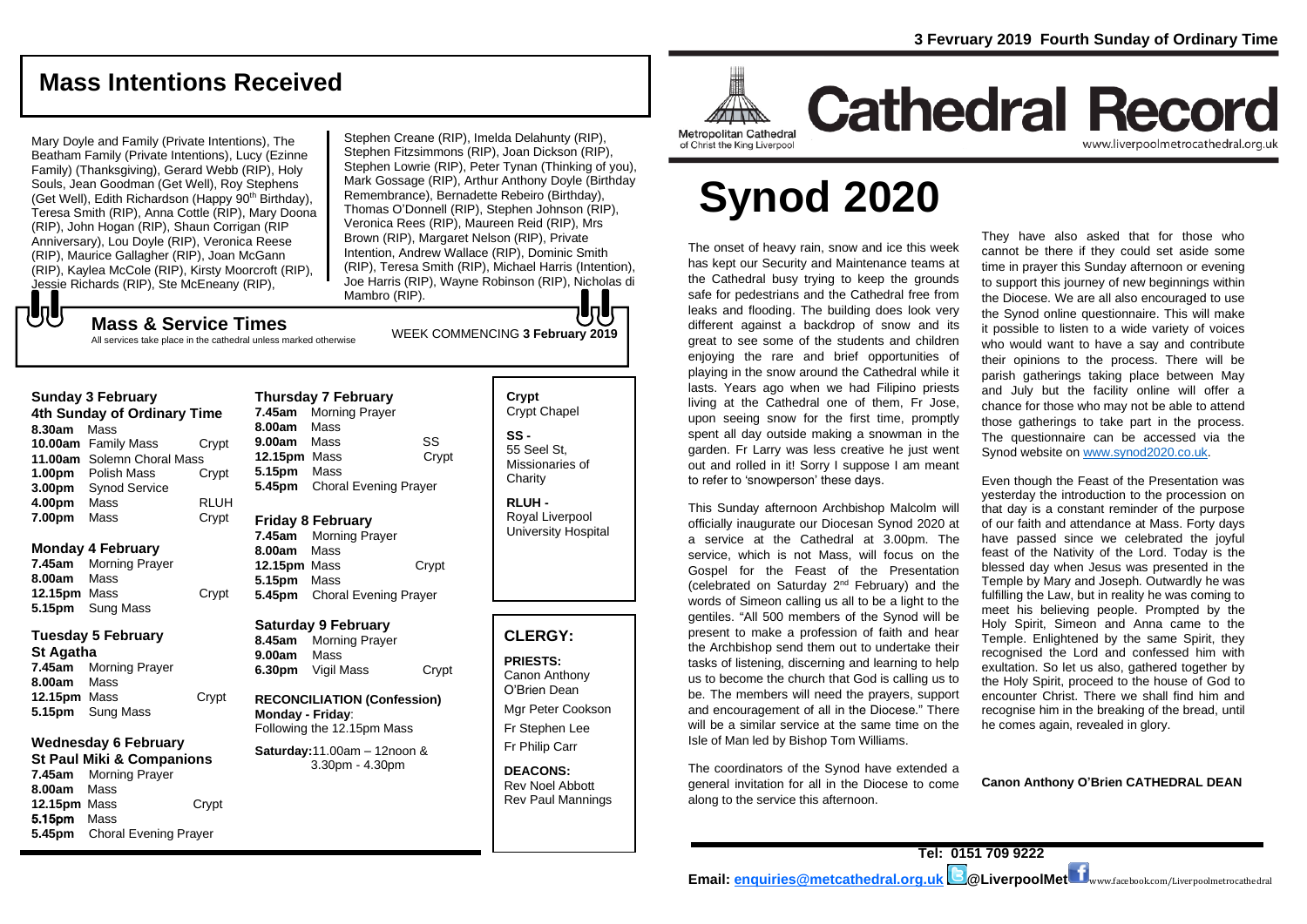# Mass Intentions Received

Mary Doyle and Family (Private Intentions), The Beatham Family (Private Intentions), Lucy (Ezinne Family) (Thanksgiving), Gerard Webb (RIP), Holy Souls, Jean Goodman (Get Well), Roy Stephens (Get Well), Edith Richardson (Happy 90th Birthday), Teresa Smith (RIP), Anna Cottle (RIP), Mary Doona (RIP), John Hogan (RIP), Shaun Corrigan (RIP Anniversary), Lou Doyle (RIP), Veronica Reese (RIP), Maurice Gallagher (RIP), Joan McGann (RIP), Kaylea McCole (RIP), Kirsty Moorcroft (RIP), Jessie Richards (RIP), Ste McEneany (RIP), Stephen Creane (RIP), Imelda Delahunty (RIP), Stephen Fitzsimmons (RIP), Joan Dickson (RIP), Stephen Lowrie (RIP), Peter Tynan (Thinking of you), Mark Gossage (RIP), Arthur Anthony Doyle (Birthday Remembrance), Bernadette Rebeiro (Birthday), Thomas O'Donnell (RIP), Stephen Johnson (RIP), Veronica Rees (RIP), Maureen Reid (RIP), Mrs Brown (RIP), Margaret Nelson (RIP), Private Intention, Andrew Wallace (RIP), Dominic Smith (RIP), Teresa Smith (RIP), Michael Harris (Intention), Joe Harris (RIP), Wayne Robinson (RIP), Nicholas di Mambro (RIP).

## Mass & Service Times

All services take place in the cathedral unless marked otherwise

WEEK COMMENCING **3 February 2019**

### Sunday 3 February
**4th Sunday of Ordinary Time**

| | | |
|---|---|---|
| **8.30am** | Mass | |
| **10.00am** | Family Mass | Crypt |
| **11.00am** | Solemn Choral Mass | |
| **1.00pm** | Polish Mass | Crypt |
| **3.00pm** | Synod Service | |
| **4.00pm** | Mass | RLUH |
| **7.00pm** | Mass | Crypt |

### Monday 4 February

| | | |
|---|---|---|
| **7.45am** | Morning Prayer | |
| **8.00am** | Mass | |
| **12.15pm** | Mass | Crypt |
| **5.15pm** | Sung Mass | |

### Tuesday 5 February
**St Agatha**

| | | |
|---|---|---|
| **7.45am** | Morning Prayer | |
| **8.00am** | Mass | |
| **12.15pm** | Mass | Crypt |
| **5.15pm** | Sung Mass | |

### Wednesday 6 February
**St Paul Miki & Companions**

| | | |
|---|---|---|
| **7.45am** | Morning Prayer | |
| **8.00am** | Mass | |
| **12.15pm** | Mass | Crypt |
| **5.15pm** | Mass | |
| **5.45pm** | Choral Evening Prayer | |

### Thursday 7 February

| | | |
|---|---|---|
| **7.45am** | Morning Prayer | |
| **8.00am** | Mass | |
| **9.00am** | Mass | SS |
| **12.15pm** | Mass | Crypt |
| **5.15pm** | Mass | |
| **5.45pm** | Choral Evening Prayer | |

### Friday 8 February

| | | |
|---|---|---|
| **7.45am** | Morning Prayer | |
| **8.00am** | Mass | |
| **12.15pm** | Mass | Crypt |
| **5.15pm** | Mass | |
| **5.45pm** | Choral Evening Prayer | |

### Saturday 9 February

| | | |
|---|---|---|
| **8.45am** | Morning Prayer | |
| **9.00am** | Mass | |
| **6.30pm** | Vigil Mass | Crypt |

**RECONCILIATION (Confession)**
**Monday - Friday**:
Following the 12.15pm Mass

**Saturday:** 11.00am – 12noon & 3.30pm - 4.30pm

**Crypt** Crypt Chapel

**SS -** 55 Seel St, Missionaries of Charity

**RLUH -** Royal Liverpool University Hospital

## CLERGY:

**PRIESTS:**
Canon Anthony O'Brien Dean
Mgr Peter Cookson
Fr Stephen Lee
Fr Philip Carr

**DEACONS:**
Rev Noel Abbott
Rev Paul Mannings

**3 Fevruary 2019 Fourth Sunday of Ordinary Time**

Metropolitan Cathedral of Christ the King Liverpool

# Cathedral Record

www.liverpoolmetrocathedral.org.uk

# Synod 2020

The onset of heavy rain, snow and ice this week has kept our Security and Maintenance teams at the Cathedral busy trying to keep the grounds safe for pedestrians and the Cathedral free from leaks and flooding. The building does look very different against a backdrop of snow and its great to see some of the students and children enjoying the rare and brief opportunities of playing in the snow around the Cathedral while it lasts. Years ago when we had Filipino priests living at the Cathedral one of them, Fr Jose, upon seeing snow for the first time, promptly spent all day outside making a snowman in the garden. Fr Larry was less creative he just went out and rolled in it! Sorry I suppose I am meant to refer to 'snowperson' these days.

This Sunday afternoon Archbishop Malcolm will officially inaugurate our Diocesan Synod 2020 at a service at the Cathedral at 3.00pm. The service, which is not Mass, will focus on the Gospel for the Feast of the Presentation (celebrated on Saturday 2nd February) and the words of Simeon calling us all to be a light to the gentiles. "All 500 members of the Synod will be present to make a profession of faith and hear the Archbishop send them out to undertake their tasks of listening, discerning and learning to help us to become the church that God is calling us to be. The members will need the prayers, support and encouragement of all in the Diocese." There will be a similar service at the same time on the Isle of Man led by Bishop Tom Williams.

The coordinators of the Synod have extended a general invitation for all in the Diocese to come along to the service this afternoon.

They have also asked that for those who cannot be there if they could set aside some time in prayer this Sunday afternoon or evening to support this journey of new beginnings within the Diocese. We are all also encouraged to use the Synod online questionnaire. This will make it possible to listen to a wide variety of voices who would want to have a say and contribute their opinions to the process. There will be parish gatherings taking place between May and July but the facility online will offer a chance for those who may not be able to attend those gatherings to take part in the process. The questionnaire can be accessed via the Synod website on www.synod2020.co.uk.

Even though the Feast of the Presentation was yesterday the introduction to the procession on that day is a constant reminder of the purpose of our faith and attendance at Mass. Forty days have passed since we celebrated the joyful feast of the Nativity of the Lord. Today is the blessed day when Jesus was presented in the Temple by Mary and Joseph. Outwardly he was fulfilling the Law, but in reality he was coming to meet his believing people. Prompted by the Holy Spirit, Simeon and Anna came to the Temple. Enlightened by the same Spirit, they recognised the Lord and confessed him with exultation. So let us also, gathered together by the Holy Spirit, proceed to the house of God to encounter Christ. There we shall find him and recognise him in the breaking of the bread, until he comes again, revealed in glory.

**Canon Anthony O'Brien CATHEDRAL DEAN**

**Tel: 0151 709 9222**

**Email: enquiries@metcathedral.org.uk @LiverpoolMet** www.facebook.com/Liverpoolmetrocathedral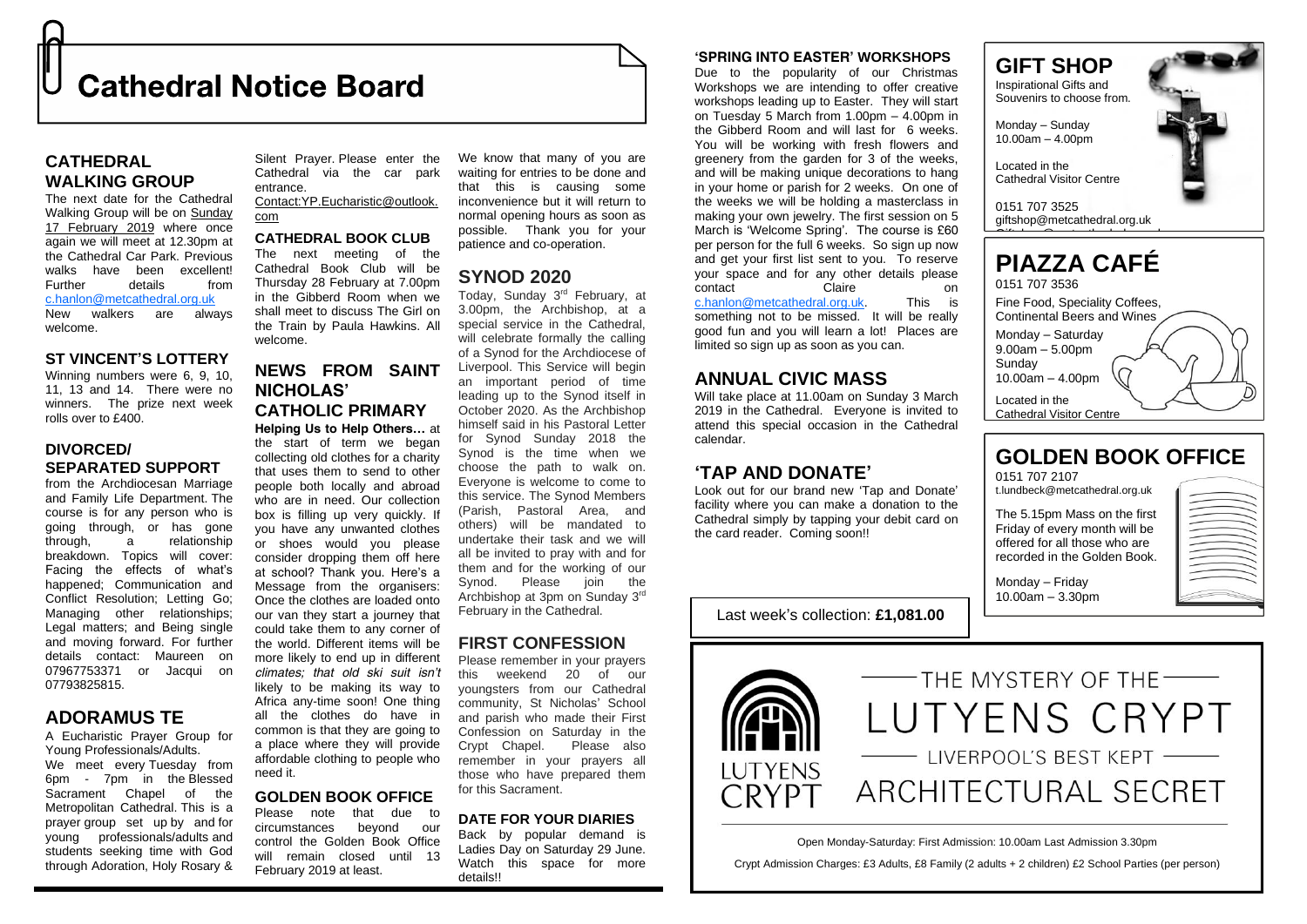# Cathedral Notice Board

## CATHEDRAL WALKING GROUP

The next date for the Cathedral Walking Group will be on Sunday 17 February 2019 where once again we will meet at 12.30pm at the Cathedral Car Park. Previous walks have been excellent! Further details from c.hanlon@metcathedral.org.uk New walkers are always welcome.

### ST VINCENT'S LOTTERY

Winning numbers were 6, 9, 10, 11, 13 and 14. There were no winners. The prize next week rolls over to £400.

### DIVORCED/ SEPARATED SUPPORT

from the Archdiocesan Marriage and Family Life Department. The course is for any person who is going through, or has gone through, a relationship breakdown. Topics will cover: Facing the effects of what's happened; Communication and Conflict Resolution; Letting Go; Managing other relationships; Legal matters; and Being single and moving forward. For further details contact: Maureen on 07967753371 or Jacqui on 07793825815.

## ADORAMUS TE

A Eucharistic Prayer Group for Young Professionals/Adults.

We meet every Tuesday from 6pm - 7pm in the Blessed Sacrament Chapel of the Metropolitan Cathedral. This is a prayer group set up by and for young professionals/adults and students seeking time with God through Adoration, Holy Rosary & Silent Prayer. Please enter the Cathedral via the car park entrance.

Contact:YP.Eucharistic@outlook.com

### CATHEDRAL BOOK CLUB

The next meeting of the Cathedral Book Club will be Thursday 28 February at 7.00pm in the Gibberd Room when we shall meet to discuss The Girl on the Train by Paula Hawkins. All welcome.

## NEWS FROM SAINT NICHOLAS' CATHOLIC PRIMARY

**Helping Us to Help Others…** at the start of term we began collecting old clothes for a charity that uses them to send to other people both locally and abroad who are in need. Our collection box is filling up very quickly. If you have any unwanted clothes or shoes would you please consider dropping them off here at school? Thank you. Here's a Message from the organisers: Once the clothes are loaded onto our van they start a journey that could take them to any corner of the world. Different items will be more likely to end up in different *climates; that old ski suit isn't* likely to be making its way to Africa any-time soon! One thing all the clothes do have in common is that they are going to a place where they will provide affordable clothing to people who need it.

### GOLDEN BOOK OFFICE

Please note that due to circumstances beyond our control the Golden Book Office will remain closed until 13 February 2019 at least.

We know that many of you are waiting for entries to be done and that this is causing some inconvenience but it will return to normal opening hours as soon as possible. Thank you for your patience and co-operation.

## SYNOD 2020

Today, Sunday 3rd February, at 3.00pm, the Archbishop, at a special service in the Cathedral, will celebrate formally the calling of a Synod for the Archdiocese of Liverpool. This Service will begin an important period of time leading up to the Synod itself in October 2020. As the Archbishop himself said in his Pastoral Letter for Synod Sunday 2018 the Synod is the time when we choose the path to walk on. Everyone is welcome to come to this service. The Synod Members (Parish, Pastoral Area, and others) will be mandated to undertake their task and we will all be invited to pray with and for them and for the working of our Synod. Please join the Archbishop at 3pm on Sunday 3rd February in the Cathedral.

## FIRST CONFESSION

Please remember in your prayers this weekend 20 of our youngsters from our Cathedral community, St Nicholas' School and parish who made their First Confession on Saturday in the Crypt Chapel. Please also remember in your prayers all those who have prepared them for this Sacrament.

### DATE FOR YOUR DIARIES

Back by popular demand is Ladies Day on Saturday 29 June. Watch this space for more details!!

### 'SPRING INTO EASTER' WORKSHOPS

Due to the popularity of our Christmas Workshops we are intending to offer creative workshops leading up to Easter. They will start on Tuesday 5 March from 1.00pm – 4.00pm in the Gibberd Room and will last for 6 weeks. You will be working with fresh flowers and greenery from the garden for 3 of the weeks, and will be making unique decorations to hang in your home or parish for 2 weeks. On one of the weeks we will be holding a masterclass in making your own jewelry. The first session on 5 March is 'Welcome Spring'. The course is £60 per person for the full 6 weeks. So sign up now and get your first list sent to you. To reserve your space and for any other details please contact Claire on c.hanlon@metcathedral.org.uk. This is something not to be missed. It will be really good fun and you will learn a lot! Places are limited so sign up as soon as you can.

## ANNUAL CIVIC MASS

Will take place at 11.00am on Sunday 3 March 2019 in the Cathedral. Everyone is invited to attend this special occasion in the Cathedral calendar.

## 'TAP AND DONATE'

Look out for our brand new 'Tap and Donate' facility where you can make a donation to the Cathedral simply by tapping your debit card on the card reader. Coming soon!!

Last week's collection: **£1,081.00**

## GIFT SHOP

Inspirational Gifts and Souvenirs to choose from.

Monday – Sunday
10.00am – 4.00pm

Located in the Cathedral Visitor Centre

0151 707 3525
giftshop@metcathedral.org.uk

## PIAZZA CAFÉ

0151 707 3536

Fine Food, Speciality Coffees, Continental Beers and Wines

Monday – Saturday
9.00am – 5.00pm
Sunday
10.00am – 4.00pm

Located in the Cathedral Visitor Centre

## GOLDEN BOOK OFFICE

0151 707 2107
t.lundbeck@metcathedral.org.uk

The 5.15pm Mass on the first Friday of every month will be offered for all those who are recorded in the Golden Book.

Monday – Friday
10.00am – 3.30pm

LUTYENS CRYPT

THE MYSTERY OF THE LUTYENS CRYPT

LIVERPOOL'S BEST KEPT ARCHITECTURAL SECRET

Open Monday-Saturday: First Admission: 10.00am Last Admission 3.30pm

Crypt Admission Charges: £3 Adults, £8 Family (2 adults + 2 children) £2 School Parties (per person)